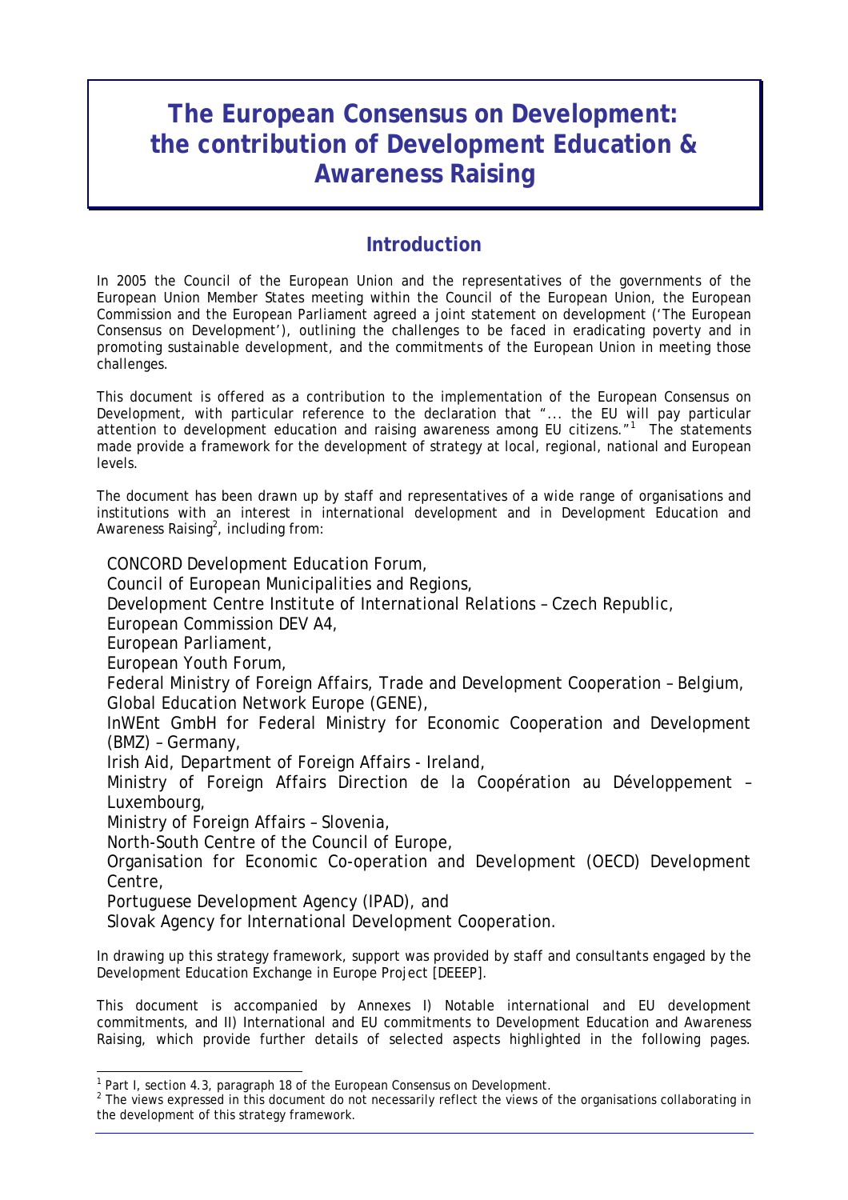# The European Consensus on Development: the contribution of Development Education & Awareness Raising

## Introduction

In 2005 the Council of the European Union and the representatives of the governments of the European Union Member States meeting within the Council of the European Union, the European Commission and the European Parliament agreed a joint statement on development ('The European Consensus on Development'), outlining the challenges to be faced in eradicating poverty and in promoting sustainable development, and the commitments of the European Union in meeting those challenges.

This document is offered as a contribution to the implementation of the European Consensus on Development, with particular reference to the declaration that "... the EU will pay particular attention to development education and raising awareness among EU citizens."[1] The statements made provide a framework for the development of strategy at local, regional, national and European levels.

The document has been drawn up by staff and representatives of a wide range of organisations and institutions with an interest in international development and in Development Education and Awareness Raising[2], including from:

- CONCORD Development Education Forum,
- Council of European Municipalities and Regions,
- Development Centre Institute of International Relations – Czech Republic,
- European Commission DEV A4,
- European Parliament,
- European Youth Forum,
- Federal Ministry of Foreign Affairs, Trade and Development Cooperation – Belgium,
- Global Education Network Europe (GENE),
- InWEnt GmbH for Federal Ministry for Economic Cooperation and Development (BMZ) – Germany,
- Irish Aid, Department of Foreign Affairs - Ireland,
- Ministry of Foreign Affairs Direction de la Coopération au Développement – Luxembourg,
- Ministry of Foreign Affairs – Slovenia,
- North-South Centre of the Council of Europe,
- Organisation for Economic Co-operation and Development (OECD) Development Centre,
- Portuguese Development Agency (IPAD), and
- Slovak Agency for International Development Cooperation.

In drawing up this strategy framework, support was provided by staff and consultants engaged by the Development Education Exchange in Europe Project [DEEEP].

This document is accompanied by Annexes I) Notable international and EU development commitments, and II) International and EU commitments to Development Education and Awareness Raising, which provide further details of selected aspects highlighted in the following pages.

---

[1] Part I, section 4.3, paragraph 18 of the European Consensus on Development.

[2] The views expressed in this document do not necessarily reflect the views of the organisations collaborating in the development of this strategy framework.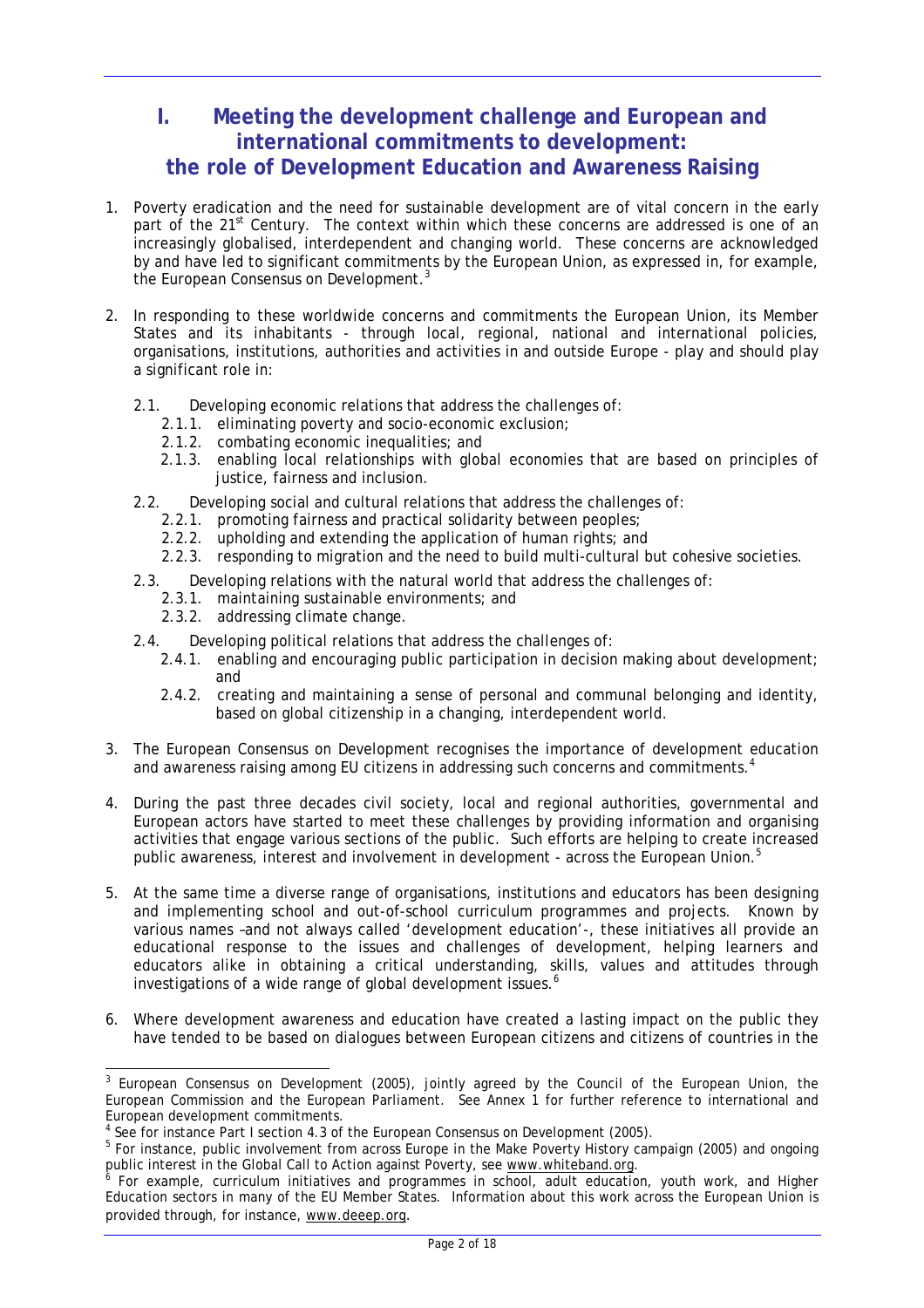# I. Meeting the development challenge and European and international commitments to development: the role of Development Education and Awareness Raising

1. Poverty eradication and the need for sustainable development are of vital concern in the early part of the 21st Century. The context within which these concerns are addressed is one of an increasingly globalised, interdependent and changing world. These concerns are acknowledged by and have led to significant commitments by the European Union, as expressed in, for example, the European Consensus on Development.[3]

2. In responding to these worldwide concerns and commitments the European Union, its Member States and its inhabitants - through local, regional, national and international policies, organisations, institutions, authorities and activities in and outside Europe - play and should play a significant role in:

   2.1. Developing economic relations that address the challenges of:
      - 2.1.1. eliminating poverty and socio-economic exclusion;
      - 2.1.2. combating economic inequalities; and
      - 2.1.3. enabling local relationships with global economies that are based on principles of justice, fairness and inclusion.

   2.2. Developing social and cultural relations that address the challenges of:
      - 2.2.1. promoting fairness and practical solidarity between peoples;
      - 2.2.2. upholding and extending the application of human rights; and
      - 2.2.3. responding to migration and the need to build multi-cultural but cohesive societies.

   2.3. Developing relations with the natural world that address the challenges of:
      - 2.3.1. maintaining sustainable environments; and
      - 2.3.2. addressing climate change.

   2.4. Developing political relations that address the challenges of:
      - 2.4.1. enabling and encouraging public participation in decision making about development; and
      - 2.4.2. creating and maintaining a sense of personal and communal belonging and identity, based on global citizenship in a changing, interdependent world.

3. The European Consensus on Development recognises the importance of development education and awareness raising among EU citizens in addressing such concerns and commitments.[4]

4. During the past three decades civil society, local and regional authorities, governmental and European actors have started to meet these challenges by providing information and organising activities that engage various sections of the public. Such efforts are helping to create increased public awareness, interest and involvement in development - across the European Union.[5]

5. At the same time a diverse range of organisations, institutions and educators has been designing and implementing school and out-of-school curriculum programmes and projects. Known by various names –and not always called 'development education'-, these initiatives all provide an educational response to the issues and challenges of development, helping learners and educators alike in obtaining a critical understanding, skills, values and attitudes through investigations of a wide range of global development issues.[6]

6. Where development awareness and education have created a lasting impact on the public they have tended to be based on dialogues between European citizens and citizens of countries in the

---

[3] European Consensus on Development (2005), jointly agreed by the Council of the European Union, the European Commission and the European Parliament. See Annex 1 for further reference to international and European development commitments.

[4] See for instance Part I section 4.3 of the European Consensus on Development (2005).

[5] For instance, public involvement from across Europe in the Make Poverty History campaign (2005) and ongoing public interest in the Global Call to Action against Poverty, see www.whiteband.org.

[6] For example, curriculum initiatives and programmes in school, adult education, youth work, and Higher Education sectors in many of the EU Member States. Information about this work across the European Union is provided through, for instance, www.deeep.org.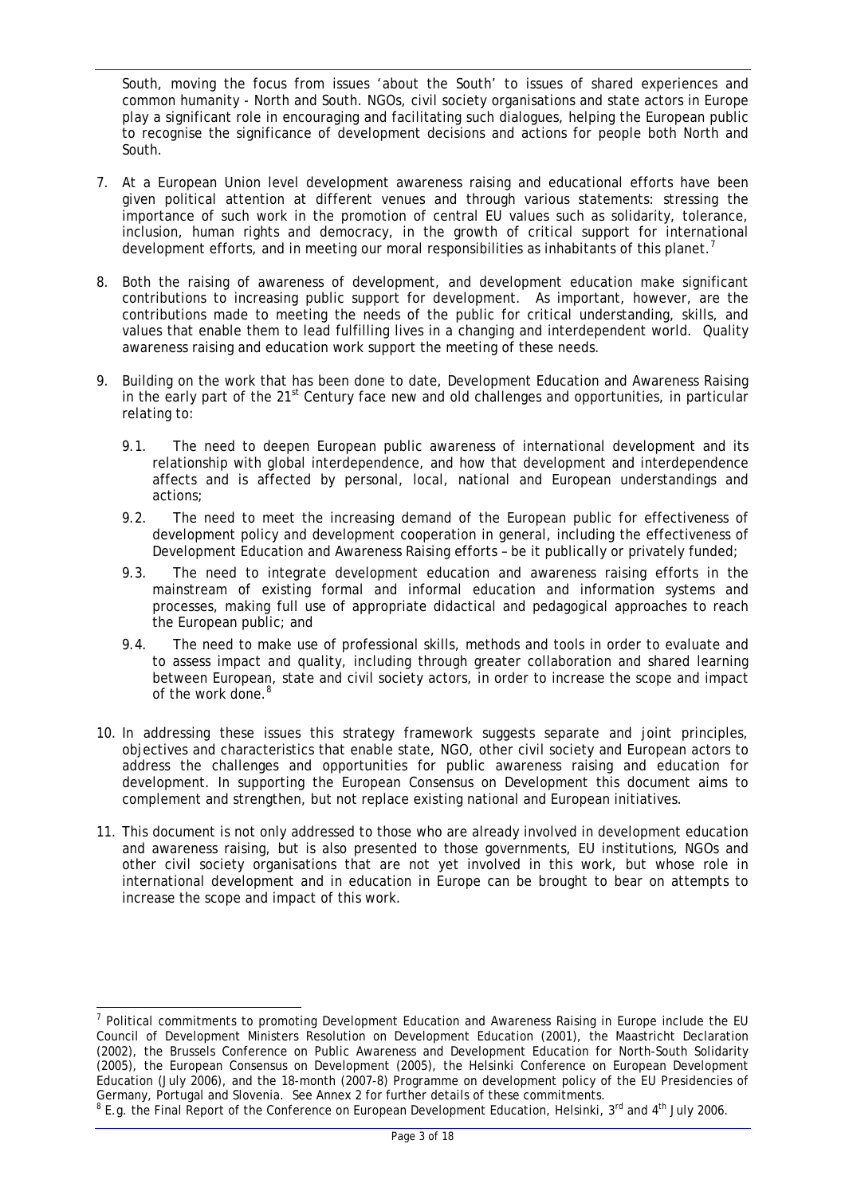South, moving the focus from issues 'about the South' to issues of shared experiences and common humanity - North and South. NGOs, civil society organisations and state actors in Europe play a significant role in encouraging and facilitating such dialogues, helping the European public to recognise the significance of development decisions and actions for people both North and South.

7. At a European Union level development awareness raising and educational efforts have been given political attention at different venues and through various statements: stressing the importance of such work in the promotion of central EU values such as solidarity, tolerance, inclusion, human rights and democracy, in the growth of critical support for international development efforts, and in meeting our moral responsibilities as inhabitants of this planet.[7]

8. Both the raising of awareness of development, and development education make significant contributions to increasing public support for development. As important, however, are the contributions made to meeting the needs of the public for critical understanding, skills, and values that enable them to lead fulfilling lives in a changing and interdependent world. Quality awareness raising and education work support the meeting of these needs.

9. Building on the work that has been done to date, Development Education and Awareness Raising in the early part of the 21st Century face new and old challenges and opportunities, in particular relating to:

   9.1. The need to deepen European public awareness of international development and its relationship with global interdependence, and how that development and interdependence affects and is affected by personal, local, national and European understandings and actions;

   9.2. The need to meet the increasing demand of the European public for effectiveness of development policy and development cooperation in general, including the effectiveness of Development Education and Awareness Raising efforts – be it publically or privately funded;

   9.3. The need to integrate development education and awareness raising efforts in the mainstream of existing formal and informal education and information systems and processes, making full use of appropriate didactical and pedagogical approaches to reach the European public; and

   9.4. The need to make use of professional skills, methods and tools in order to evaluate and to assess impact and quality, including through greater collaboration and shared learning between European, state and civil society actors, in order to increase the scope and impact of the work done.[8]

10. In addressing these issues this strategy framework suggests separate and joint principles, objectives and characteristics that enable state, NGO, other civil society and European actors to address the challenges and opportunities for public awareness raising and education for development. In supporting the European Consensus on Development this document aims to complement and strengthen, but not replace existing national and European initiatives.

11. This document is not only addressed to those who are already involved in development education and awareness raising, but is also presented to those governments, EU institutions, NGOs and other civil society organisations that are not yet involved in this work, but whose role in international development and in education in Europe can be brought to bear on attempts to increase the scope and impact of this work.

---

[7] Political commitments to promoting Development Education and Awareness Raising in Europe include the EU Council of Development Ministers Resolution on Development Education (2001), the Maastricht Declaration (2002), the Brussels Conference on Public Awareness and Development Education for North-South Solidarity (2005), the European Consensus on Development (2005), the Helsinki Conference on European Development Education (July 2006), and the 18-month (2007-8) Programme on development policy of the EU Presidencies of Germany, Portugal and Slovenia. See Annex 2 for further details of these commitments.

[8] E.g. the Final Report of the Conference on European Development Education, Helsinki, 3rd and 4th July 2006.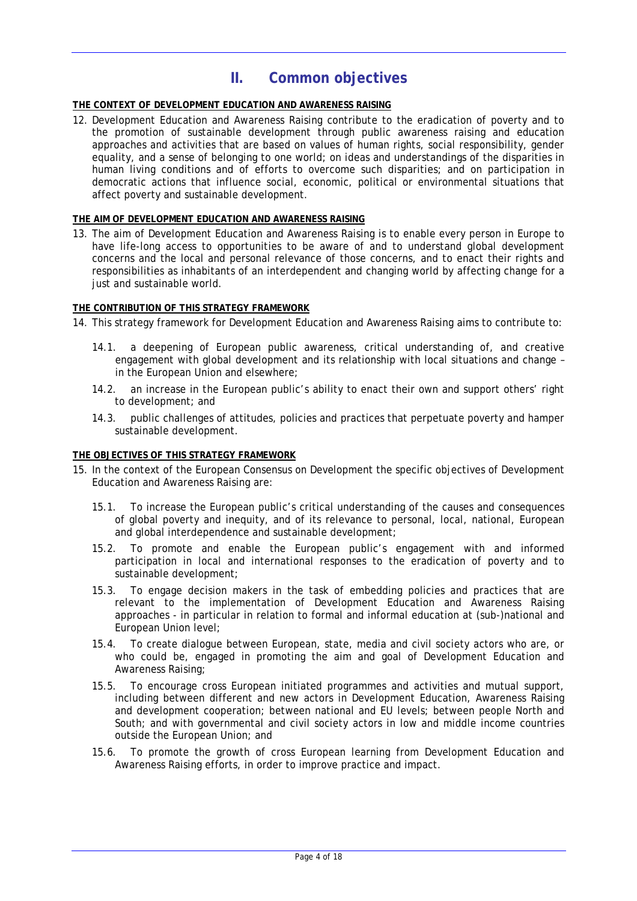# II. Common objectives

**THE CONTEXT OF DEVELOPMENT EDUCATION AND AWARENESS RAISING**

12. Development Education and Awareness Raising contribute to the eradication of poverty and to the promotion of sustainable development through public awareness raising and education approaches and activities that are based on values of human rights, social responsibility, gender equality, and a sense of belonging to one world; on ideas and understandings of the disparities in human living conditions and of efforts to overcome such disparities; and on participation in democratic actions that influence social, economic, political or environmental situations that affect poverty and sustainable development.

**THE AIM OF DEVELOPMENT EDUCATION AND AWARENESS RAISING**

13. The aim of Development Education and Awareness Raising is to enable every person in Europe to have life-long access to opportunities to be aware of and to understand global development concerns and the local and personal relevance of those concerns, and to enact their rights and responsibilities as inhabitants of an interdependent and changing world by affecting change for a just and sustainable world.

**THE CONTRIBUTION OF THIS STRATEGY FRAMEWORK**

14. This strategy framework for Development Education and Awareness Raising aims to contribute to:

    14.1. a deepening of European public awareness, critical understanding of, and creative engagement with global development and its relationship with local situations and change – in the European Union and elsewhere;

    14.2. an increase in the European public's ability to enact their own and support others' right to development; and

    14.3. public challenges of attitudes, policies and practices that perpetuate poverty and hamper sustainable development.

**THE OBJECTIVES OF THIS STRATEGY FRAMEWORK**

15. In the context of the European Consensus on Development the specific objectives of Development Education and Awareness Raising are:

    15.1. To increase the European public's critical understanding of the causes and consequences of global poverty and inequity, and of its relevance to personal, local, national, European and global interdependence and sustainable development;

    15.2. To promote and enable the European public's engagement with and informed participation in local and international responses to the eradication of poverty and to sustainable development;

    15.3. To engage decision makers in the task of embedding policies and practices that are relevant to the implementation of Development Education and Awareness Raising approaches - in particular in relation to formal and informal education at (sub-)national and European Union level;

    15.4. To create dialogue between European, state, media and civil society actors who are, or who could be, engaged in promoting the aim and goal of Development Education and Awareness Raising;

    15.5. To encourage cross European initiated programmes and activities and mutual support, including between different and new actors in Development Education, Awareness Raising and development cooperation; between national and EU levels; between people North and South; and with governmental and civil society actors in low and middle income countries outside the European Union; and

    15.6. To promote the growth of cross European learning from Development Education and Awareness Raising efforts, in order to improve practice and impact.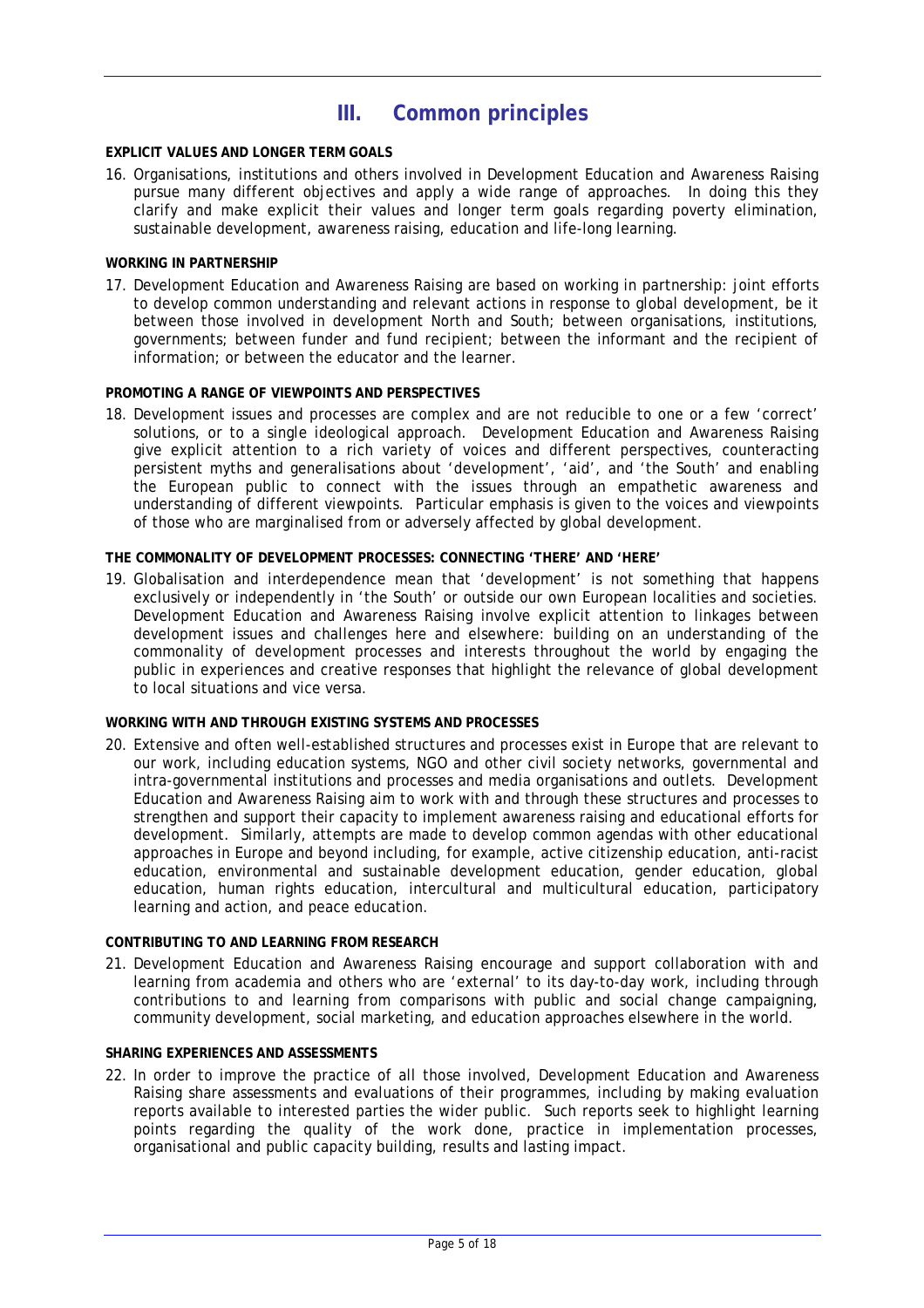# III. Common principles

**EXPLICIT VALUES AND LONGER TERM GOALS**

16. Organisations, institutions and others involved in Development Education and Awareness Raising pursue many different objectives and apply a wide range of approaches. In doing this they clarify and make explicit their values and longer term goals regarding poverty elimination, sustainable development, awareness raising, education and life-long learning.

**WORKING IN PARTNERSHIP**

17. Development Education and Awareness Raising are based on working in partnership: joint efforts to develop common understanding and relevant actions in response to global development, be it between those involved in development North and South; between organisations, institutions, governments; between funder and fund recipient; between the informant and the recipient of information; or between the educator and the learner.

**PROMOTING A RANGE OF VIEWPOINTS AND PERSPECTIVES**

18. Development issues and processes are complex and are not reducible to one or a few 'correct' solutions, or to a single ideological approach. Development Education and Awareness Raising give explicit attention to a rich variety of voices and different perspectives, counteracting persistent myths and generalisations about 'development', 'aid', and 'the South' and enabling the European public to connect with the issues through an empathetic awareness and understanding of different viewpoints. Particular emphasis is given to the voices and viewpoints of those who are marginalised from or adversely affected by global development.

**THE COMMONALITY OF DEVELOPMENT PROCESSES: CONNECTING 'THERE' AND 'HERE'**

19. Globalisation and interdependence mean that 'development' is not something that happens exclusively or independently in 'the South' or outside our own European localities and societies. Development Education and Awareness Raising involve explicit attention to linkages between development issues and challenges here and elsewhere: building on an understanding of the commonality of development processes and interests throughout the world by engaging the public in experiences and creative responses that highlight the relevance of global development to local situations and vice versa.

**WORKING WITH AND THROUGH EXISTING SYSTEMS AND PROCESSES**

20. Extensive and often well-established structures and processes exist in Europe that are relevant to our work, including education systems, NGO and other civil society networks, governmental and intra-governmental institutions and processes and media organisations and outlets. Development Education and Awareness Raising aim to work with and through these structures and processes to strengthen and support their capacity to implement awareness raising and educational efforts for development. Similarly, attempts are made to develop common agendas with other educational approaches in Europe and beyond including, for example, active citizenship education, anti-racist education, environmental and sustainable development education, gender education, global education, human rights education, intercultural and multicultural education, participatory learning and action, and peace education.

**CONTRIBUTING TO AND LEARNING FROM RESEARCH**

21. Development Education and Awareness Raising encourage and support collaboration with and learning from academia and others who are 'external' to its day-to-day work, including through contributions to and learning from comparisons with public and social change campaigning, community development, social marketing, and education approaches elsewhere in the world.

**SHARING EXPERIENCES AND ASSESSMENTS**

22. In order to improve the practice of all those involved, Development Education and Awareness Raising share assessments and evaluations of their programmes, including by making evaluation reports available to interested parties the wider public. Such reports seek to highlight learning points regarding the quality of the work done, practice in implementation processes, organisational and public capacity building, results and lasting impact.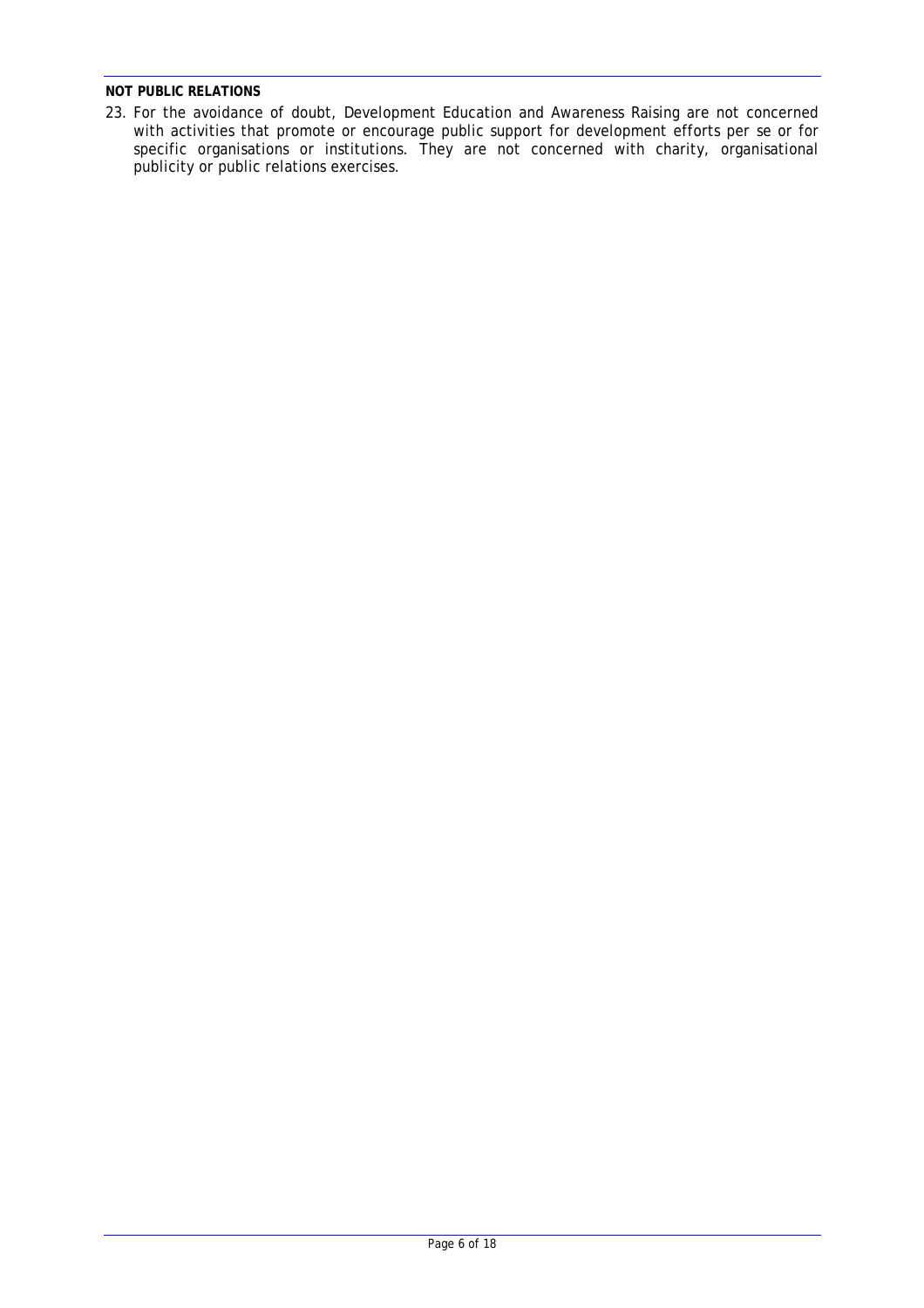**NOT PUBLIC RELATIONS**

23. For the avoidance of doubt, Development Education and Awareness Raising are not concerned with activities that promote or encourage public support for development efforts per se or for specific organisations or institutions. They are not concerned with charity, organisational publicity or public relations exercises.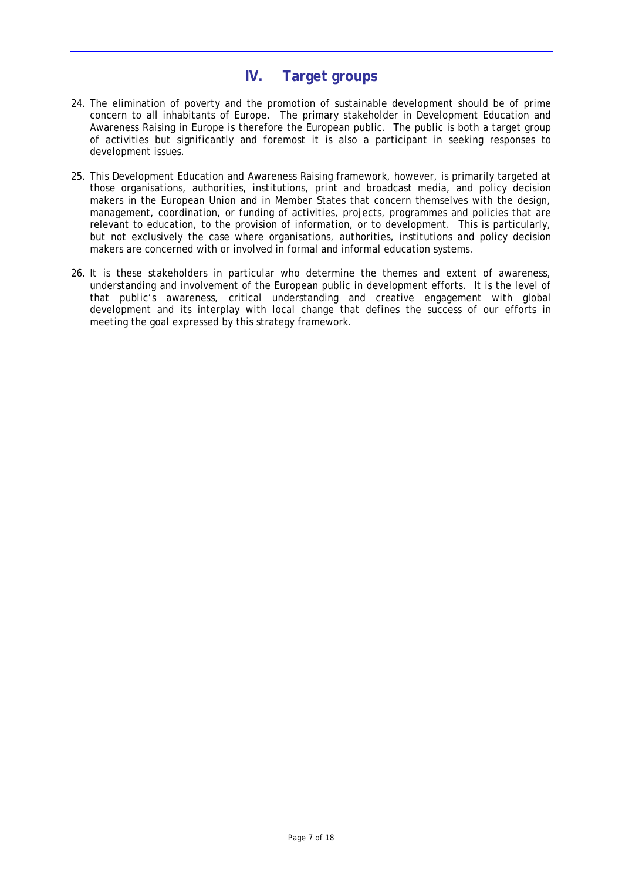# IV. Target groups

24. The elimination of poverty and the promotion of sustainable development should be of prime concern to all inhabitants of Europe. The primary stakeholder in Development Education and Awareness Raising in Europe is therefore the European public. The public is both a target group of activities but significantly and foremost it is also a participant in seeking responses to development issues.

25. This Development Education and Awareness Raising framework, however, is primarily targeted at those organisations, authorities, institutions, print and broadcast media, and policy decision makers in the European Union and in Member States that concern themselves with the design, management, coordination, or funding of activities, projects, programmes and policies that are relevant to education, to the provision of information, or to development. This is particularly, but not exclusively the case where organisations, authorities, institutions and policy decision makers are concerned with or involved in formal and informal education systems.

26. It is these stakeholders in particular who determine the themes and extent of awareness, understanding and involvement of the European public in development efforts. It is the level of that public's awareness, critical understanding and creative engagement with global development and its interplay with local change that defines the success of our efforts in meeting the goal expressed by this strategy framework.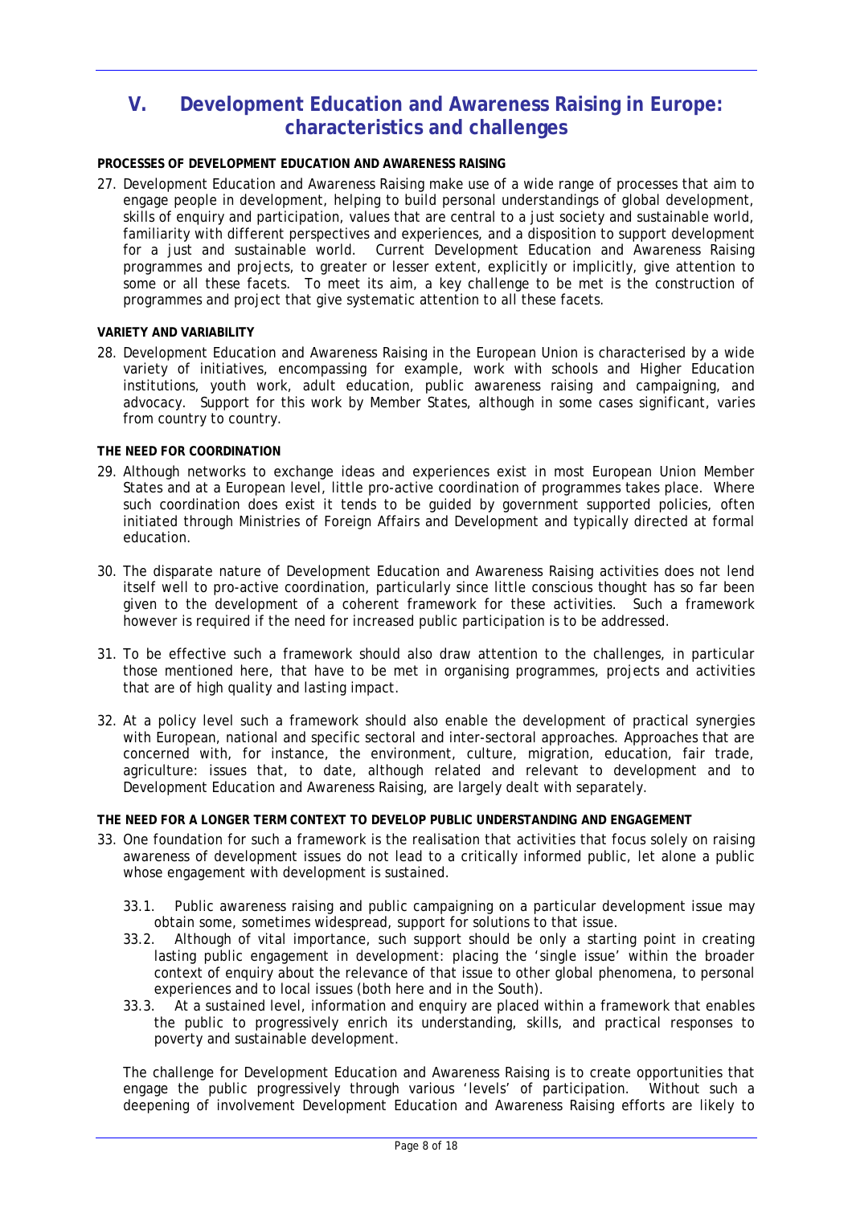## V. Development Education and Awareness Raising in Europe: characteristics and challenges

**PROCESSES OF DEVELOPMENT EDUCATION AND AWARENESS RAISING**

27. Development Education and Awareness Raising make use of a wide range of processes that aim to engage people in development, helping to build personal understandings of global development, skills of enquiry and participation, values that are central to a just society and sustainable world, familiarity with different perspectives and experiences, and a disposition to support development for a just and sustainable world. Current Development Education and Awareness Raising programmes and projects, to greater or lesser extent, explicitly or implicitly, give attention to some or all these facets. To meet its aim, a key challenge to be met is the construction of programmes and project that give systematic attention to all these facets.

**VARIETY AND VARIABILITY**

28. Development Education and Awareness Raising in the European Union is characterised by a wide variety of initiatives, encompassing for example, work with schools and Higher Education institutions, youth work, adult education, public awareness raising and campaigning, and advocacy. Support for this work by Member States, although in some cases significant, varies from country to country.

**THE NEED FOR COORDINATION**

29. Although networks to exchange ideas and experiences exist in most European Union Member States and at a European level, little pro-active coordination of programmes takes place. Where such coordination does exist it tends to be guided by government supported policies, often initiated through Ministries of Foreign Affairs and Development and typically directed at formal education.

30. The disparate nature of Development Education and Awareness Raising activities does not lend itself well to pro-active coordination, particularly since little conscious thought has so far been given to the development of a coherent framework for these activities. Such a framework however is required if the need for increased public participation is to be addressed.

31. To be effective such a framework should also draw attention to the challenges, in particular those mentioned here, that have to be met in organising programmes, projects and activities that are of high quality and lasting impact.

32. At a policy level such a framework should also enable the development of practical synergies with European, national and specific sectoral and inter-sectoral approaches. Approaches that are concerned with, for instance, the environment, culture, migration, education, fair trade, agriculture: issues that, to date, although related and relevant to development and to Development Education and Awareness Raising, are largely dealt with separately.

**THE NEED FOR A LONGER TERM CONTEXT TO DEVELOP PUBLIC UNDERSTANDING AND ENGAGEMENT**

33. One foundation for such a framework is the realisation that activities that focus solely on raising awareness of development issues do not lead to a critically informed public, let alone a public whose engagement with development is sustained.

    33.1. Public awareness raising and public campaigning on a particular development issue may obtain some, sometimes widespread, support for solutions to that issue.

    33.2. Although of vital importance, such support should be only a starting point in creating lasting public engagement in development: placing the 'single issue' within the broader context of enquiry about the relevance of that issue to other global phenomena, to personal experiences and to local issues (both here and in the South).

    33.3. At a sustained level, information and enquiry are placed within a framework that enables the public to progressively enrich its understanding, skills, and practical responses to poverty and sustainable development.

    The challenge for Development Education and Awareness Raising is to create opportunities that engage the public progressively through various 'levels' of participation. Without such a deepening of involvement Development Education and Awareness Raising efforts are likely to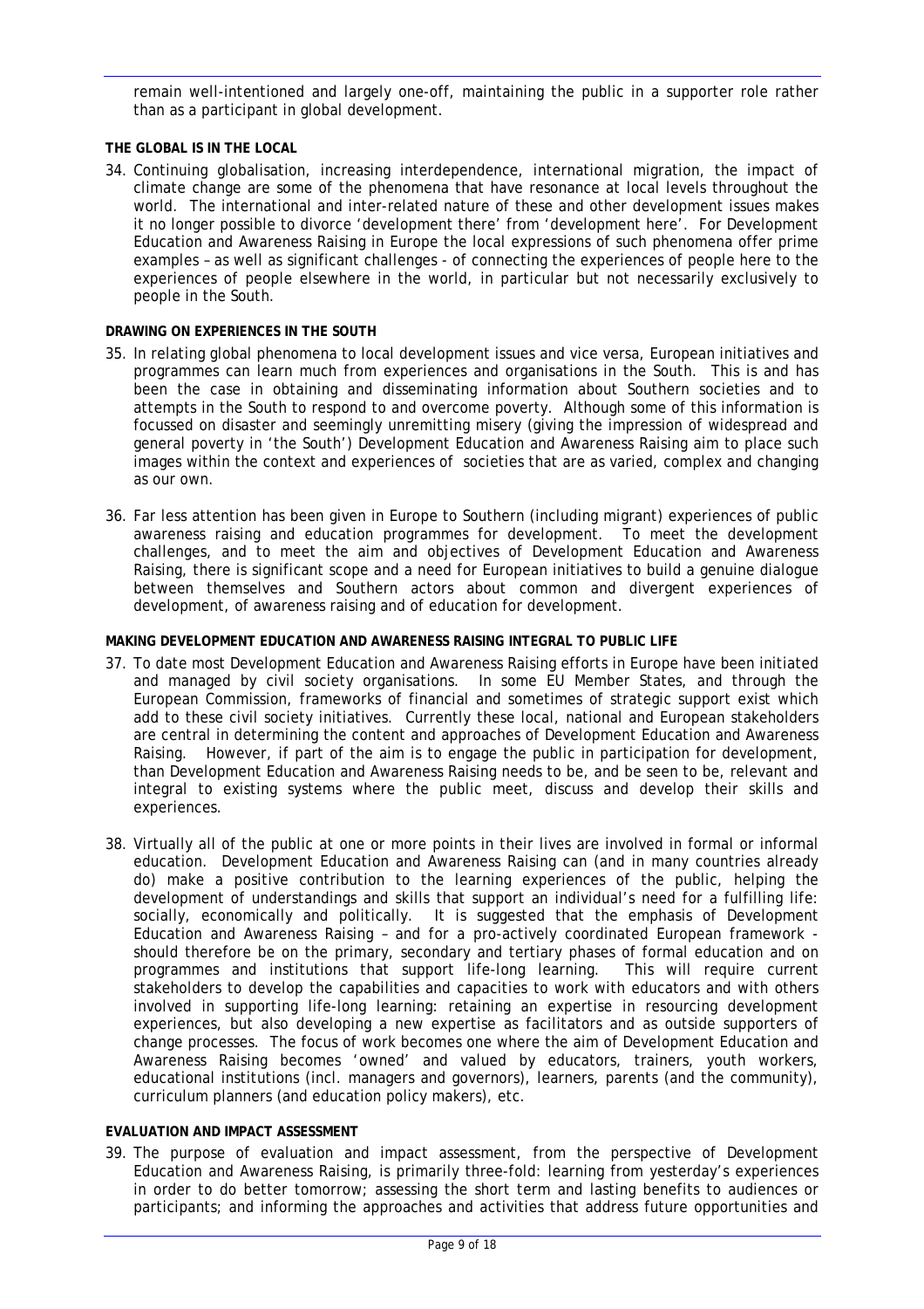remain well-intentioned and largely one-off, maintaining the public in a supporter role rather than as a participant in global development.

**THE GLOBAL IS IN THE LOCAL**

34. Continuing globalisation, increasing interdependence, international migration, the impact of climate change are some of the phenomena that have resonance at local levels throughout the world. The international and inter-related nature of these and other development issues makes it no longer possible to divorce 'development there' from 'development here'. For Development Education and Awareness Raising in Europe the local expressions of such phenomena offer prime examples – as well as significant challenges - of connecting the experiences of people here to the experiences of people elsewhere in the world, in particular but not necessarily exclusively to people in the South.

**DRAWING ON EXPERIENCES IN THE SOUTH**

35. In relating global phenomena to local development issues and vice versa, European initiatives and programmes can learn much from experiences and organisations in the South. This is and has been the case in obtaining and disseminating information about Southern societies and to attempts in the South to respond to and overcome poverty. Although some of this information is focussed on disaster and seemingly unremitting misery (giving the impression of widespread and general poverty in 'the South') Development Education and Awareness Raising aim to place such images within the context and experiences of societies that are as varied, complex and changing as our own.

36. Far less attention has been given in Europe to Southern (including migrant) experiences of public awareness raising and education programmes for development. To meet the development challenges, and to meet the aim and objectives of Development Education and Awareness Raising, there is significant scope and a need for European initiatives to build a genuine dialogue between themselves and Southern actors about common and divergent experiences of development, of awareness raising and of education for development.

**MAKING DEVELOPMENT EDUCATION AND AWARENESS RAISING INTEGRAL TO PUBLIC LIFE**

37. To date most Development Education and Awareness Raising efforts in Europe have been initiated and managed by civil society organisations. In some EU Member States, and through the European Commission, frameworks of financial and sometimes of strategic support exist which add to these civil society initiatives. Currently these local, national and European stakeholders are central in determining the content and approaches of Development Education and Awareness Raising. However, if part of the aim is to engage the public in participation for development, than Development Education and Awareness Raising needs to be, and be seen to be, relevant and integral to existing systems where the public meet, discuss and develop their skills and experiences.

38. Virtually all of the public at one or more points in their lives are involved in formal or informal education. Development Education and Awareness Raising can (and in many countries already do) make a positive contribution to the learning experiences of the public, helping the development of understandings and skills that support an individual's need for a fulfilling life: socially, economically and politically. It is suggested that the emphasis of Development Education and Awareness Raising – and for a pro-actively coordinated European framework - should therefore be on the primary, secondary and tertiary phases of formal education and on programmes and institutions that support life-long learning. This will require current stakeholders to develop the capabilities and capacities to work with educators and with others involved in supporting life-long learning: retaining an expertise in resourcing development experiences, but also developing a new expertise as facilitators and as outside supporters of change processes. The focus of work becomes one where the aim of Development Education and Awareness Raising becomes 'owned' and valued by educators, trainers, youth workers, educational institutions (incl. managers and governors), learners, parents (and the community), curriculum planners (and education policy makers), etc.

**EVALUATION AND IMPACT ASSESSMENT**

39. The purpose of evaluation and impact assessment, from the perspective of Development Education and Awareness Raising, is primarily three-fold: learning from yesterday's experiences in order to do better tomorrow; assessing the short term and lasting benefits to audiences or participants; and informing the approaches and activities that address future opportunities and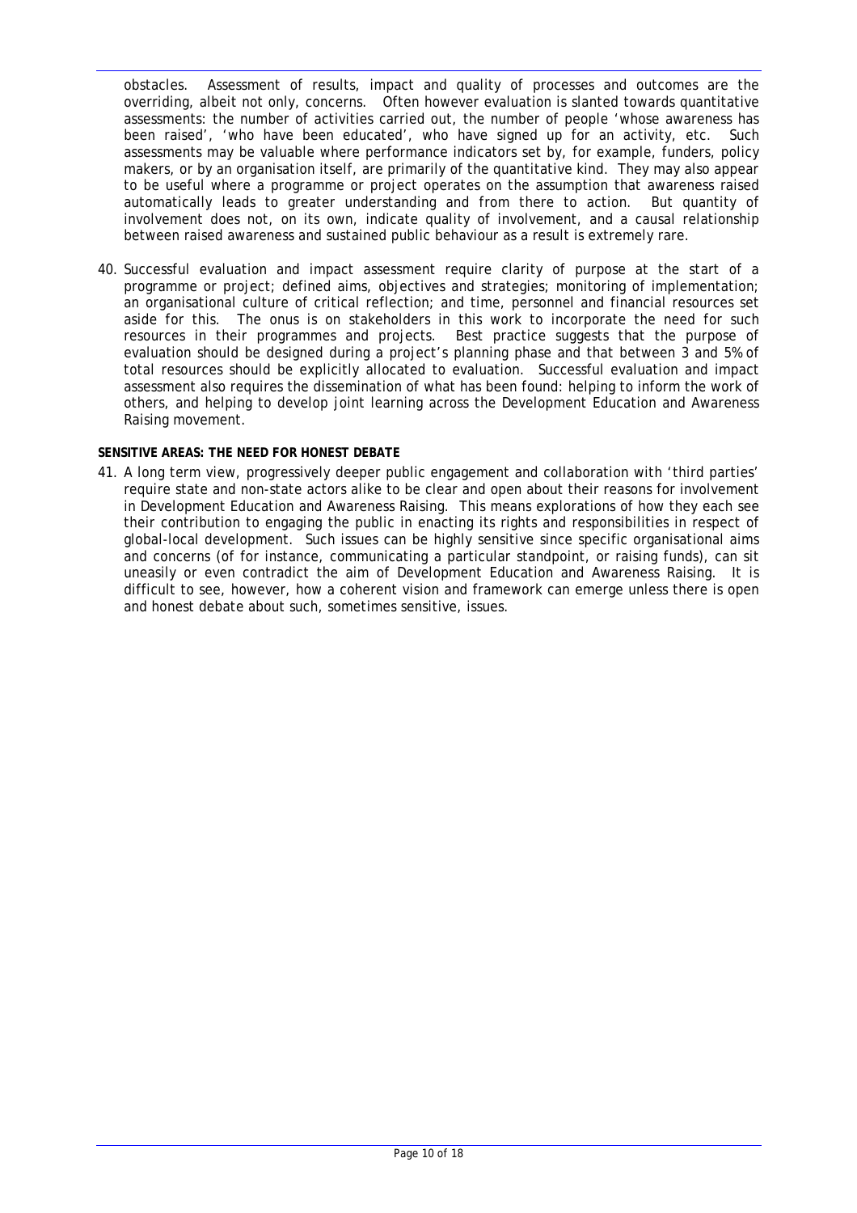obstacles. Assessment of results, impact and quality of processes and outcomes are the overriding, albeit not only, concerns. Often however evaluation is slanted towards quantitative assessments: the number of activities carried out, the number of people 'whose awareness has been raised', 'who have been educated', who have signed up for an activity, etc. Such assessments may be valuable where performance indicators set by, for example, funders, policy makers, or by an organisation itself, are primarily of the quantitative kind. They may also appear to be useful where a programme or project operates on the assumption that awareness raised automatically leads to greater understanding and from there to action. But quantity of involvement does not, on its own, indicate quality of involvement, and a causal relationship between raised awareness and sustained public behaviour as a result is extremely rare.

40. Successful evaluation and impact assessment require clarity of purpose at the start of a programme or project; defined aims, objectives and strategies; monitoring of implementation; an organisational culture of critical reflection; and time, personnel and financial resources set aside for this. The onus is on stakeholders in this work to incorporate the need for such resources in their programmes and projects. Best practice suggests that the purpose of evaluation should be designed during a project's planning phase and that between 3 and 5% of total resources should be explicitly allocated to evaluation. Successful evaluation and impact assessment also requires the dissemination of what has been found: helping to inform the work of others, and helping to develop joint learning across the Development Education and Awareness Raising movement.

**SENSITIVE AREAS: THE NEED FOR HONEST DEBATE**

41. A long term view, progressively deeper public engagement and collaboration with 'third parties' require state and non-state actors alike to be clear and open about their reasons for involvement in Development Education and Awareness Raising. This means explorations of how they each see their contribution to engaging the public in enacting its rights and responsibilities in respect of global-local development. Such issues can be highly sensitive since specific organisational aims and concerns (of for instance, communicating a particular standpoint, or raising funds), can sit uneasily or even contradict the aim of Development Education and Awareness Raising. It is difficult to see, however, how a coherent vision and framework can emerge unless there is open and honest debate about such, sometimes sensitive, issues.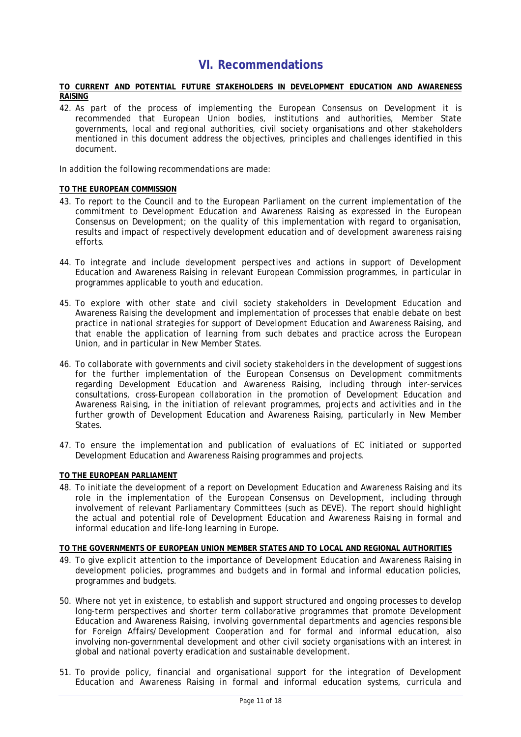# VI. Recommendations

**TO CURRENT AND POTENTIAL FUTURE STAKEHOLDERS IN DEVELOPMENT EDUCATION AND AWARENESS RAISING**

42. As part of the process of implementing the European Consensus on Development it is recommended that European Union bodies, institutions and authorities, Member State governments, local and regional authorities, civil society organisations and other stakeholders mentioned in this document address the objectives, principles and challenges identified in this document.

In addition the following recommendations are made:

**TO THE EUROPEAN COMMISSION**

43. To report to the Council and to the European Parliament on the current implementation of the commitment to Development Education and Awareness Raising as expressed in the European Consensus on Development; on the quality of this implementation with regard to organisation, results and impact of respectively development education and of development awareness raising efforts.

44. To integrate and include development perspectives and actions in support of Development Education and Awareness Raising in relevant European Commission programmes, in particular in programmes applicable to youth and education.

45. To explore with other state and civil society stakeholders in Development Education and Awareness Raising the development and implementation of processes that enable debate on best practice in national strategies for support of Development Education and Awareness Raising, and that enable the application of learning from such debates and practice across the European Union, and in particular in New Member States.

46. To collaborate with governments and civil society stakeholders in the development of suggestions for the further implementation of the European Consensus on Development commitments regarding Development Education and Awareness Raising, including through inter-services consultations, cross-European collaboration in the promotion of Development Education and Awareness Raising, in the initiation of relevant programmes, projects and activities and in the further growth of Development Education and Awareness Raising, particularly in New Member States.

47. To ensure the implementation and publication of evaluations of EC initiated or supported Development Education and Awareness Raising programmes and projects.

**TO THE EUROPEAN PARLIAMENT**

48. To initiate the development of a report on Development Education and Awareness Raising and its role in the implementation of the European Consensus on Development, including through involvement of relevant Parliamentary Committees (such as DEVE). The report should highlight the actual and potential role of Development Education and Awareness Raising in formal and informal education and life-long learning in Europe.

**TO THE GOVERNMENTS OF EUROPEAN UNION MEMBER STATES AND TO LOCAL AND REGIONAL AUTHORITIES**

49. To give explicit attention to the importance of Development Education and Awareness Raising in development policies, programmes and budgets and in formal and informal education policies, programmes and budgets.

50. Where not yet in existence, to establish and support structured and ongoing processes to develop long-term perspectives and shorter term collaborative programmes that promote Development Education and Awareness Raising, involving governmental departments and agencies responsible for Foreign Affairs/Development Cooperation and for formal and informal education, also involving non-governmental development and other civil society organisations with an interest in global and national poverty eradication and sustainable development.

51. To provide policy, financial and organisational support for the integration of Development Education and Awareness Raising in formal and informal education systems, curricula and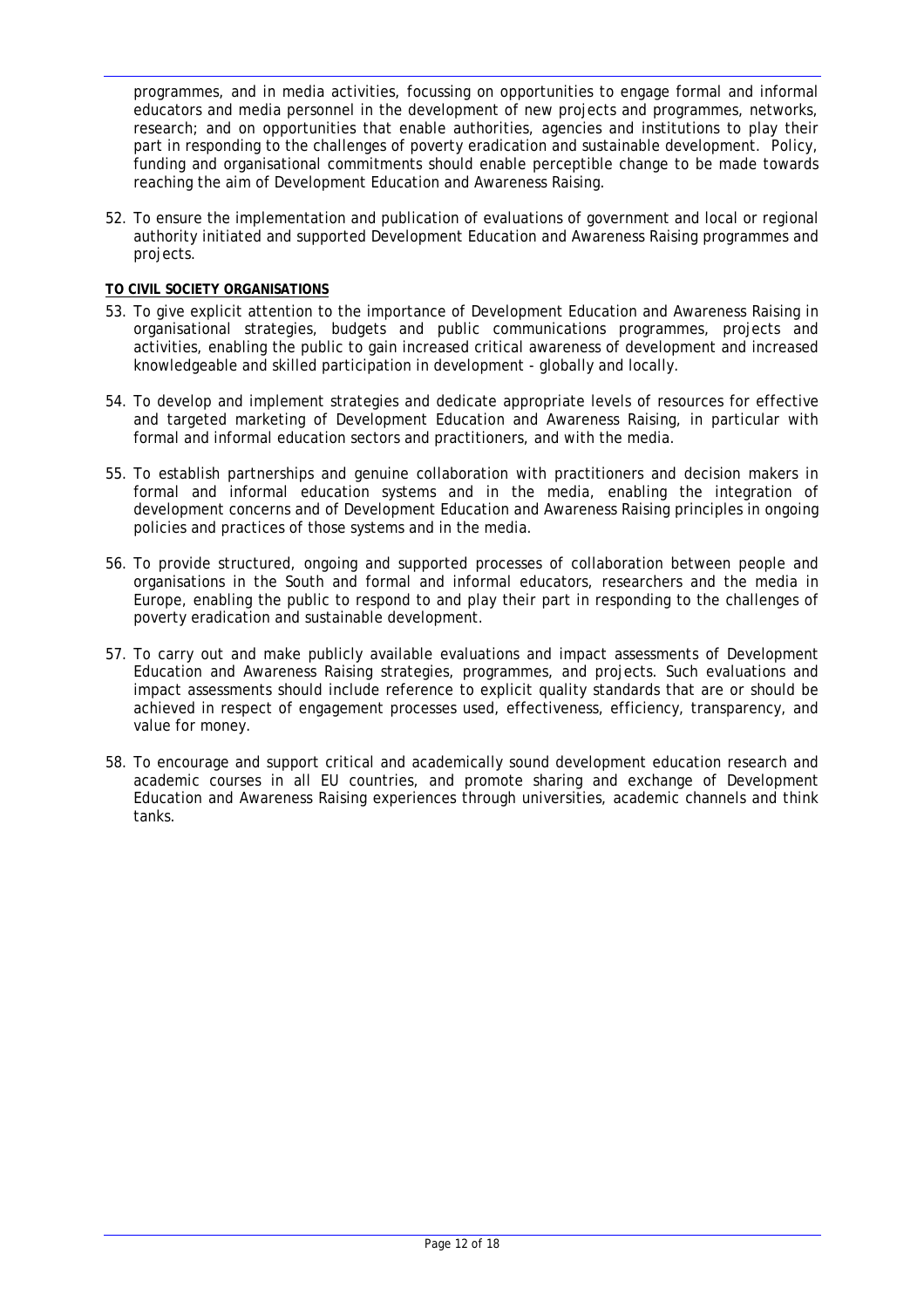programmes, and in media activities, focussing on opportunities to engage formal and informal educators and media personnel in the development of new projects and programmes, networks, research; and on opportunities that enable authorities, agencies and institutions to play their part in responding to the challenges of poverty eradication and sustainable development. Policy, funding and organisational commitments should enable perceptible change to be made towards reaching the aim of Development Education and Awareness Raising.

52. To ensure the implementation and publication of evaluations of government and local or regional authority initiated and supported Development Education and Awareness Raising programmes and projects.

**TO CIVIL SOCIETY ORGANISATIONS**

53. To give explicit attention to the importance of Development Education and Awareness Raising in organisational strategies, budgets and public communications programmes, projects and activities, enabling the public to gain increased critical awareness of development and increased knowledgeable and skilled participation in development - globally and locally.

54. To develop and implement strategies and dedicate appropriate levels of resources for effective and targeted marketing of Development Education and Awareness Raising, in particular with formal and informal education sectors and practitioners, and with the media.

55. To establish partnerships and genuine collaboration with practitioners and decision makers in formal and informal education systems and in the media, enabling the integration of development concerns and of Development Education and Awareness Raising principles in ongoing policies and practices of those systems and in the media.

56. To provide structured, ongoing and supported processes of collaboration between people and organisations in the South and formal and informal educators, researchers and the media in Europe, enabling the public to respond to and play their part in responding to the challenges of poverty eradication and sustainable development.

57. To carry out and make publicly available evaluations and impact assessments of Development Education and Awareness Raising strategies, programmes, and projects. Such evaluations and impact assessments should include reference to explicit quality standards that are or should be achieved in respect of engagement processes used, effectiveness, efficiency, transparency, and value for money.

58. To encourage and support critical and academically sound development education research and academic courses in all EU countries, and promote sharing and exchange of Development Education and Awareness Raising experiences through universities, academic channels and think tanks.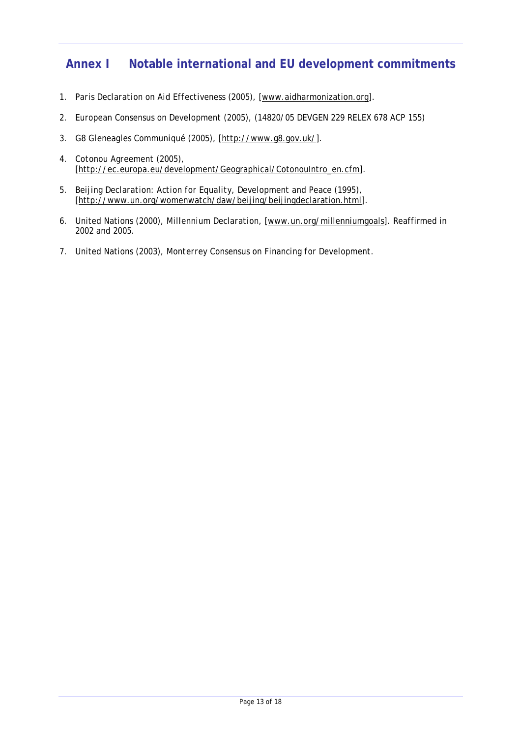# Annex I Notable international and EU development commitments

1. Paris Declaration on Aid Effectiveness (2005), [www.aidharmonization.org].

2. European Consensus on Development (2005), (14820/05 DEVGEN 229 RELEX 678 ACP 155)

3. G8 Gleneagles Communiqué (2005), [http://www.g8.gov.uk/].

4. Cotonou Agreement (2005), [http://ec.europa.eu/development/Geographical/CotonouIntro_en.cfm].

5. Beijing Declaration: Action for Equality, Development and Peace (1995), [http://www.un.org/womenwatch/daw/beijing/beijingdeclaration.html].

6. United Nations (2000), Millennium Declaration, [www.un.org/millenniumgoals]. Reaffirmed in 2002 and 2005.

7. United Nations (2003), Monterrey Consensus on Financing for Development.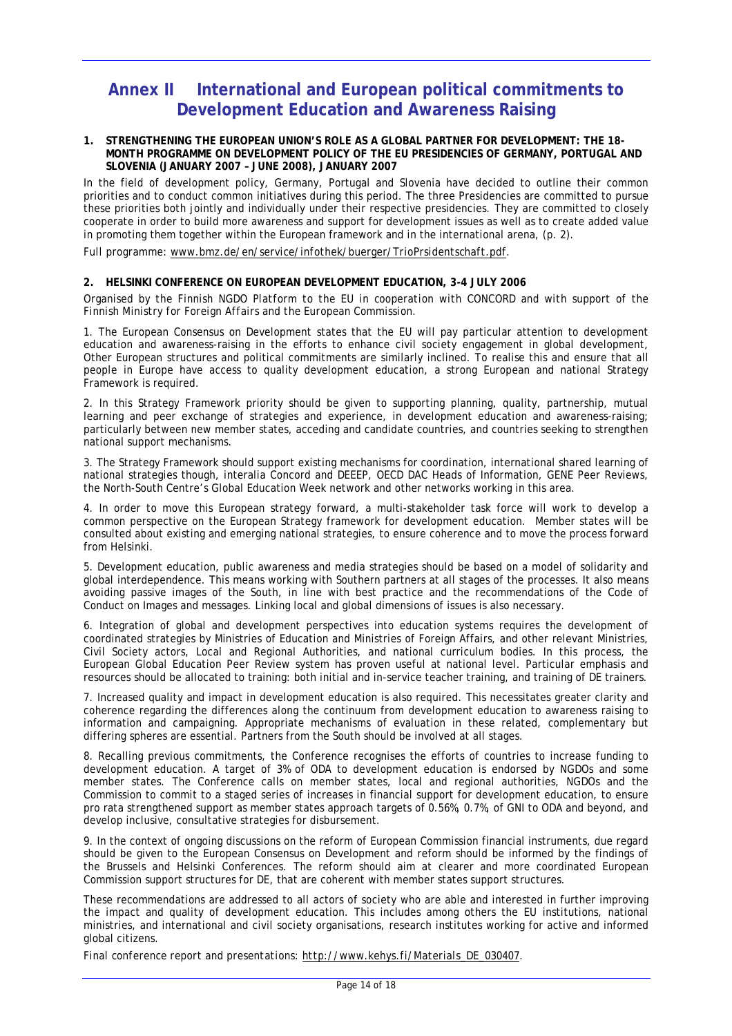# Annex II International and European political commitments to Development Education and Awareness Raising

**1. STRENGTHENING THE EUROPEAN UNION'S ROLE AS A GLOBAL PARTNER FOR DEVELOPMENT: THE 18-MONTH PROGRAMME ON DEVELOPMENT POLICY OF THE EU PRESIDENCIES OF GERMANY, PORTUGAL AND SLOVENIA (JANUARY 2007 – JUNE 2008), JANUARY 2007**

*In the field of development policy, Germany, Portugal and Slovenia have decided to outline their common priorities and to conduct common initiatives during this period. The three Presidencies are committed to pursue these priorities both jointly and individually under their respective presidencies. They are committed to closely cooperate in order to build more awareness and support for development issues as well as to create added value in promoting them together within the European framework and in the international arena, (p. 2).*

Full programme: www.bmz.de/en/service/infothek/buerger/TrioPrsidentschaft.pdf.

**2. HELSINKI CONFERENCE ON EUROPEAN DEVELOPMENT EDUCATION, 3-4 JULY 2006**

*Organised by the Finnish NGDO Platform to the EU in cooperation with CONCORD and with support of the Finnish Ministry for Foreign Affairs and the European Commission.*

*1. The European Consensus on Development states that the EU will pay particular attention to development education and awareness-raising in the efforts to enhance civil society engagement in global development, Other European structures and political commitments are similarly inclined. To realise this and ensure that all people in Europe have access to quality development education, a strong European and national Strategy Framework is required.*

*2. In this Strategy Framework priority should be given to supporting planning, quality, partnership, mutual learning and peer exchange of strategies and experience, in development education and awareness-raising; particularly between new member states, acceding and candidate countries, and countries seeking to strengthen national support mechanisms.*

*3. The Strategy Framework should support existing mechanisms for coordination, international shared learning of national strategies though, interalia Concord and DEEEP, OECD DAC Heads of Information, GENE Peer Reviews, the North-South Centre's Global Education Week network and other networks working in this area.*

*4. In order to move this European strategy forward, a multi-stakeholder task force will work to develop a common perspective on the European Strategy framework for development education. Member states will be consulted about existing and emerging national strategies, to ensure coherence and to move the process forward from Helsinki.*

*5. Development education, public awareness and media strategies should be based on a model of solidarity and global interdependence. This means working with Southern partners at all stages of the processes. It also means avoiding passive images of the South, in line with best practice and the recommendations of the Code of Conduct on Images and messages. Linking local and global dimensions of issues is also necessary.*

*6. Integration of global and development perspectives into education systems requires the development of coordinated strategies by Ministries of Education and Ministries of Foreign Affairs, and other relevant Ministries, Civil Society actors, Local and Regional Authorities, and national curriculum bodies. In this process, the European Global Education Peer Review system has proven useful at national level. Particular emphasis and resources should be allocated to training: both initial and in-service teacher training, and training of DE trainers.*

*7. Increased quality and impact in development education is also required. This necessitates greater clarity and coherence regarding the differences along the continuum from development education to awareness raising to information and campaigning. Appropriate mechanisms of evaluation in these related, complementary but differing spheres are essential. Partners from the South should be involved at all stages.*

*8. Recalling previous commitments, the Conference recognises the efforts of countries to increase funding to development education. A target of 3% of ODA to development education is endorsed by NGDOs and some member states. The Conference calls on member states, local and regional authorities, NGDOs and the Commission to commit to a staged series of increases in financial support for development education, to ensure pro rata strengthened support as member states approach targets of 0.56%, 0.7%, of GNI to ODA and beyond, and develop inclusive, consultative strategies for disbursement.*

*9. In the context of ongoing discussions on the reform of European Commission financial instruments, due regard should be given to the European Consensus on Development and reform should be informed by the findings of the Brussels and Helsinki Conferences. The reform should aim at clearer and more coordinated European Commission support structures for DE, that are coherent with member states support structures.*

*These recommendations are addressed to all actors of society who are able and interested in further improving the impact and quality of development education. This includes among others the EU institutions, national ministries, and international and civil society organisations, research institutes working for active and informed global citizens.*

*Final conference report and presentations:* http://www.kehys.fi/Materials_DE_030407.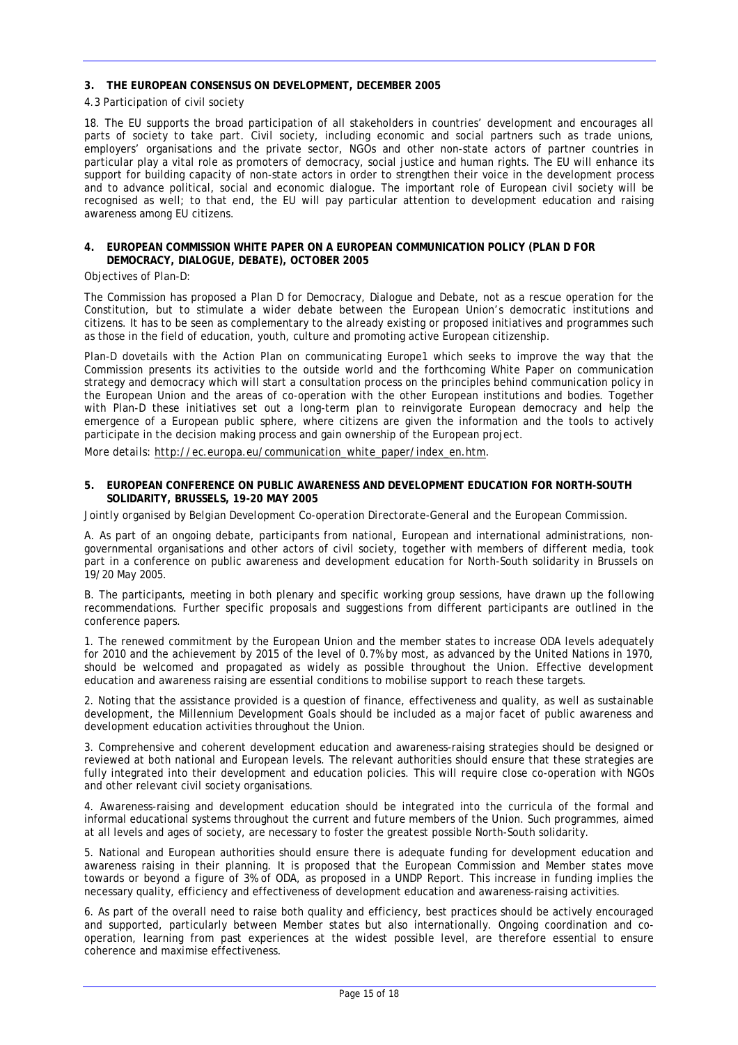## 3. THE EUROPEAN CONSENSUS ON DEVELOPMENT, DECEMBER 2005

4.3 Participation of civil society

18. The EU supports the broad participation of all stakeholders in countries' development and encourages all parts of society to take part. Civil society, including economic and social partners such as trade unions, employers' organisations and the private sector, NGOs and other non-state actors of partner countries in particular play a vital role as promoters of democracy, social justice and human rights. The EU will enhance its support for building capacity of non-state actors in order to strengthen their voice in the development process and to advance political, social and economic dialogue. The important role of European civil society will be recognised as well; to that end, the EU will pay particular attention to development education and raising awareness among EU citizens.

## 4. EUROPEAN COMMISSION WHITE PAPER ON A EUROPEAN COMMUNICATION POLICY (PLAN D FOR DEMOCRACY, DIALOGUE, DEBATE), OCTOBER 2005

*Objectives of Plan-D:*

The Commission has proposed a Plan D for Democracy, Dialogue and Debate, not as a rescue operation for the Constitution, but to stimulate a wider debate between the European Union's democratic institutions and citizens. It has to be seen as complementary to the already existing or proposed initiatives and programmes such as those in the field of education, youth, culture and promoting active European citizenship.

Plan-D dovetails with the Action Plan on communicating Europe1 which seeks to improve the way that the Commission presents its activities to the outside world and the forthcoming White Paper on communication strategy and democracy which will start a consultation process on the principles behind communication policy in the European Union and the areas of co-operation with the other European institutions and bodies. Together with Plan-D these initiatives set out a long-term plan to reinvigorate European democracy and help the emergence of a European public sphere, where citizens are given the information and the tools to actively participate in the decision making process and gain ownership of the European project.

*More details:* http://ec.europa.eu/communication_white_paper/index_en.htm.

## 5. EUROPEAN CONFERENCE ON PUBLIC AWARENESS AND DEVELOPMENT EDUCATION FOR NORTH-SOUTH SOLIDARITY, BRUSSELS, 19-20 MAY 2005

*Jointly organised by Belgian Development Co-operation Directorate-General and the European Commission.*

A. As part of an ongoing debate, participants from national, European and international administrations, non-governmental organisations and other actors of civil society, together with members of different media, took part in a conference on public awareness and development education for North-South solidarity in Brussels on 19/20 May 2005.

B. The participants, meeting in both plenary and specific working group sessions, have drawn up the following recommendations. Further specific proposals and suggestions from different participants are outlined in the conference papers.

1. The renewed commitment by the European Union and the member states to increase ODA levels adequately for 2010 and the achievement by 2015 of the level of 0.7% by most, as advanced by the United Nations in 1970, should be welcomed and propagated as widely as possible throughout the Union. Effective development education and awareness raising are essential conditions to mobilise support to reach these targets.

2. Noting that the assistance provided is a question of finance, effectiveness and quality, as well as sustainable development, the Millennium Development Goals should be included as a major facet of public awareness and development education activities throughout the Union.

3. Comprehensive and coherent development education and awareness-raising strategies should be designed or reviewed at both national and European levels. The relevant authorities should ensure that these strategies are fully integrated into their development and education policies. This will require close co-operation with NGOs and other relevant civil society organisations.

4. Awareness-raising and development education should be integrated into the curricula of the formal and informal educational systems throughout the current and future members of the Union. Such programmes, aimed at all levels and ages of society, are necessary to foster the greatest possible North-South solidarity.

5. National and European authorities should ensure there is adequate funding for development education and awareness raising in their planning. It is proposed that the European Commission and Member states move towards or beyond a figure of 3% of ODA, as proposed in a UNDP Report. This increase in funding implies the necessary quality, efficiency and effectiveness of development education and awareness-raising activities.

6. As part of the overall need to raise both quality and efficiency, best practices should be actively encouraged and supported, particularly between Member states but also internationally. Ongoing coordination and co-operation, learning from past experiences at the widest possible level, are therefore essential to ensure coherence and maximise effectiveness.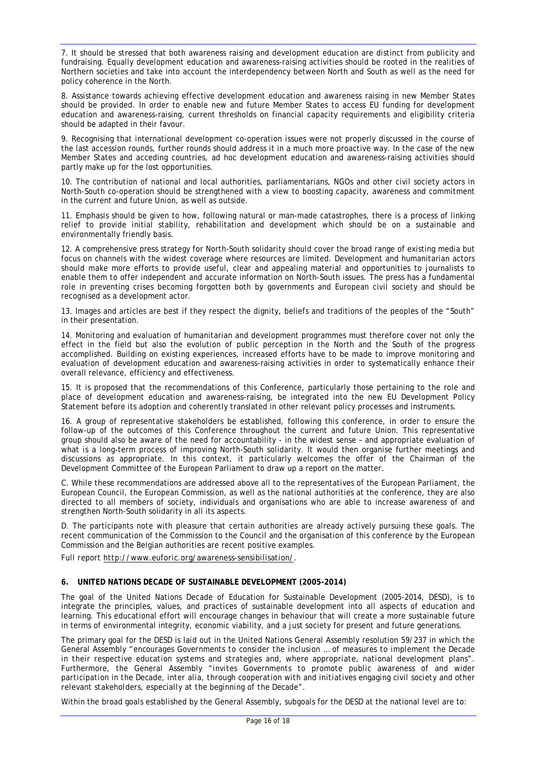7. It should be stressed that both awareness raising and development education are distinct from publicity and fundraising. Equally development education and awareness-raising activities should be rooted in the realities of Northern societies and take into account the interdependency between North and South as well as the need for policy coherence in the North.

8. Assistance towards achieving effective development education and awareness raising in new Member States should be provided. In order to enable new and future Member States to access EU funding for development education and awareness-raising, current thresholds on financial capacity requirements and eligibility criteria should be adapted in their favour.

9. Recognising that international development co-operation issues were not properly discussed in the course of the last accession rounds, further rounds should address it in a much more proactive way. In the case of the new Member States and acceding countries, ad hoc development education and awareness-raising activities should partly make up for the lost opportunities.

10. The contribution of national and local authorities, parliamentarians, NGOs and other civil society actors in North-South co-operation should be strengthened with a view to boosting capacity, awareness and commitment in the current and future Union, as well as outside.

11. Emphasis should be given to how, following natural or man-made catastrophes, there is a process of linking relief to provide initial stability, rehabilitation and development which should be on a sustainable and environmentally friendly basis.

12. A comprehensive press strategy for North-South solidarity should cover the broad range of existing media but focus on channels with the widest coverage where resources are limited. Development and humanitarian actors should make more efforts to provide useful, clear and appealing material and opportunities to journalists to enable them to offer independent and accurate information on North-South issues. The press has a fundamental role in preventing crises becoming forgotten both by governments and European civil society and should be recognised as a development actor.

13. Images and articles are best if they respect the dignity, beliefs and traditions of the peoples of the "South" in their presentation.

14. Monitoring and evaluation of humanitarian and development programmes must therefore cover not only the effect in the field but also the evolution of public perception in the North and the South of the progress accomplished. Building on existing experiences, increased efforts have to be made to improve monitoring and evaluation of development education and awareness-raising activities in order to systematically enhance their overall relevance, efficiency and effectiveness.

15. It is proposed that the recommendations of this Conference, particularly those pertaining to the role and place of development education and awareness-raising, be integrated into the new EU Development Policy Statement before its adoption and coherently translated in other relevant policy processes and instruments.

16. A group of representative stakeholders be established, following this conference, in order to ensure the follow-up of the outcomes of this Conference throughout the current and future Union. This representative group should also be aware of the need for accountability - in the widest sense – and appropriate evaluation of what is a long-term process of improving North-South solidarity. It would then organise further meetings and discussions as appropriate. In this context, it particularly welcomes the offer of the Chairman of the Development Committee of the European Parliament to draw up a report on the matter.

C. While these recommendations are addressed above all to the representatives of the European Parliament, the European Council, the European Commission, as well as the national authorities at the conference, they are also directed to all members of society, individuals and organisations who are able to increase awareness of and strengthen North-South solidarity in all its aspects.

D. The participants note with pleasure that certain authorities are already actively pursuing these goals. The recent communication of the Commission to the Council and the organisation of this conference by the European Commission and the Belgian authorities are recent positive examples.

Full report http://www.euforic.org/awareness-sensibilisation/.

## 6. UNITED NATIONS DECADE OF SUSTAINABLE DEVELOPMENT (2005-2014)

The goal of the United Nations Decade of Education for Sustainable Development (2005-2014, DESD), is to integrate the principles, values, and practices of sustainable development into all aspects of education and learning. This educational effort will encourage changes in behaviour that will create a more sustainable future in terms of environmental integrity, economic viability, and a just society for present and future generations.

The primary goal for the DESD is laid out in the United Nations General Assembly resolution 59/237 in which the General Assembly "*encourages Governments to consider the inclusion … of measures to implement the Decade in their respective education systems and strategies and, where appropriate, national development plans*". Furthermore, the General Assembly "*invites Governments to promote public awareness of and wider participation in the Decade, inter alia, through cooperation with and initiatives engaging civil society and other relevant stakeholders, especially at the beginning of the Decade*".

Within the broad goals established by the General Assembly, subgoals for the DESD at the national level are to: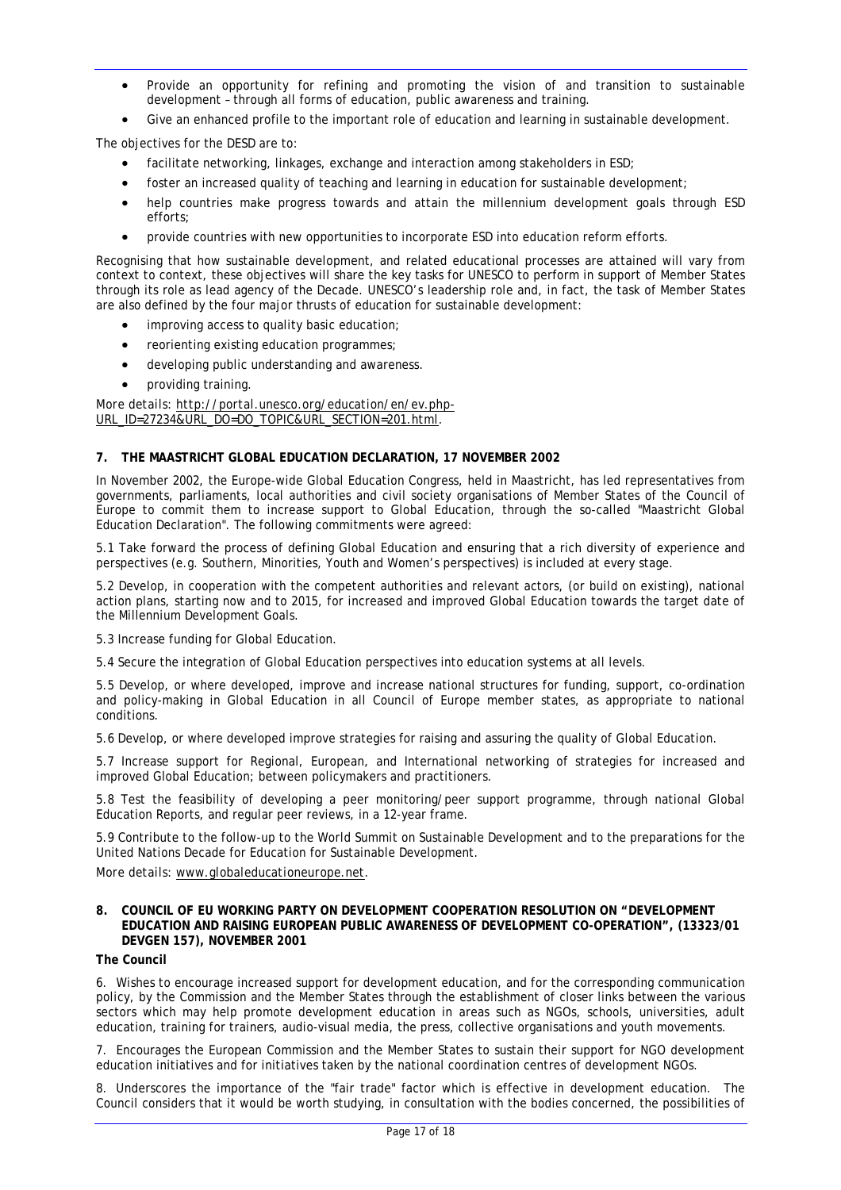- Provide an opportunity for refining and promoting the vision of and transition to sustainable development – through all forms of education, public awareness and training.
- Give an enhanced profile to the important role of education and learning in sustainable development.

The objectives for the DESD are to:

- facilitate networking, linkages, exchange and interaction among stakeholders in ESD;
- foster an increased quality of teaching and learning in education for sustainable development;
- help countries make progress towards and attain the millennium development goals through ESD efforts;
- provide countries with new opportunities to incorporate ESD into education reform efforts.

Recognising that how sustainable development, and related educational processes are attained will vary from context to context, these objectives will share the key tasks for UNESCO to perform in support of Member States through its role as lead agency of the Decade. UNESCO's leadership role and, in fact, the task of Member States are also defined by the four major thrusts of education for sustainable development:

- improving access to quality basic education;
- reorienting existing education programmes;
- developing public understanding and awareness.
- providing training.

More details: http://portal.unesco.org/education/en/ev.php-URL_ID=27234&URL_DO=DO_TOPIC&URL_SECTION=201.html.

## 7. THE MAASTRICHT GLOBAL EDUCATION DECLARATION, 17 NOVEMBER 2002

In November 2002, the Europe-wide Global Education Congress, held in Maastricht, has led representatives from governments, parliaments, local authorities and civil society organisations of Member States of the Council of Europe to commit them to increase support to Global Education, through the so-called "Maastricht Global Education Declaration". The following commitments were agreed:

5.1 Take forward the process of defining Global Education and ensuring that a rich diversity of experience and perspectives (e.g. Southern, Minorities, Youth and Women's perspectives) is included at every stage.

5.2 Develop, in cooperation with the competent authorities and relevant actors, (or build on existing), national action plans, starting now and to 2015, for increased and improved Global Education towards the target date of the Millennium Development Goals.

5.3 Increase funding for Global Education.

5.4 Secure the integration of Global Education perspectives into education systems at all levels.

5.5 Develop, or where developed, improve and increase national structures for funding, support, co-ordination and policy-making in Global Education in all Council of Europe member states, as appropriate to national conditions.

5.6 Develop, or where developed improve strategies for raising and assuring the quality of Global Education.

5.7 Increase support for Regional, European, and International networking of strategies for increased and improved Global Education; between policymakers and practitioners.

5.8 Test the feasibility of developing a peer monitoring/peer support programme, through national Global Education Reports, and regular peer reviews, in a 12-year frame.

5.9 Contribute to the follow-up to the World Summit on Sustainable Development and to the preparations for the United Nations Decade for Education for Sustainable Development.

More details: www.globaleducationeurope.net.

## 8. COUNCIL OF EU WORKING PARTY ON DEVELOPMENT COOPERATION RESOLUTION ON "DEVELOPMENT EDUCATION AND RAISING EUROPEAN PUBLIC AWARENESS OF DEVELOPMENT CO-OPERATION", (13323/01 DEVGEN 157), NOVEMBER 2001

**The Council**

6. Wishes to encourage increased support for development education, and for the corresponding communication policy, by the Commission and the Member States through the establishment of closer links between the various sectors which may help promote development education in areas such as NGOs, schools, universities, adult education, training for trainers, audio-visual media, the press, collective organisations and youth movements.

7. Encourages the European Commission and the Member States to sustain their support for NGO development education initiatives and for initiatives taken by the national coordination centres of development NGOs.

8. Underscores the importance of the "fair trade" factor which is effective in development education. The Council considers that it would be worth studying, in consultation with the bodies concerned, the possibilities of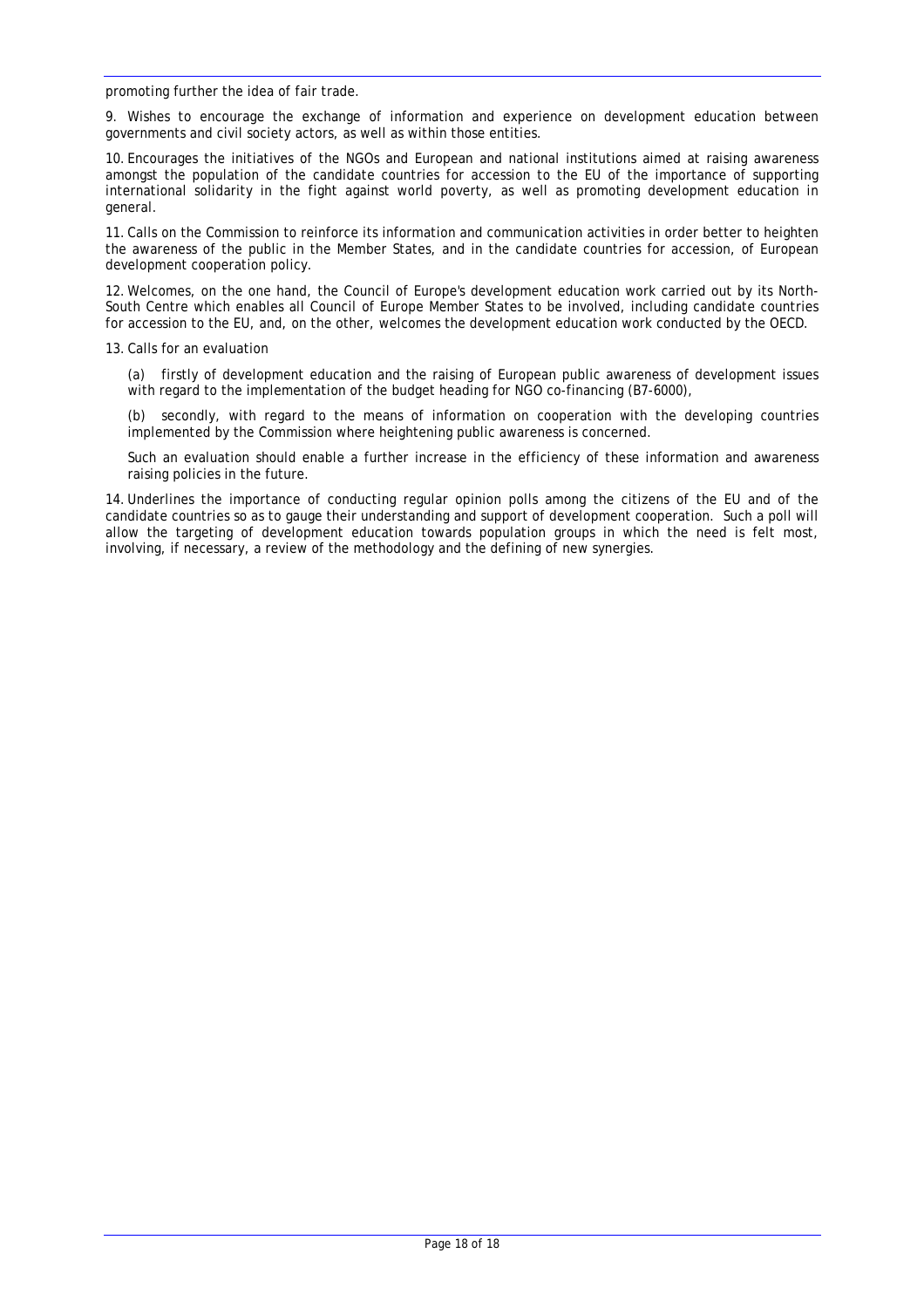promoting further the idea of fair trade.

9. Wishes to encourage the exchange of information and experience on development education between governments and civil society actors, as well as within those entities.

10. Encourages the initiatives of the NGOs and European and national institutions aimed at raising awareness amongst the population of the candidate countries for accession to the EU of the importance of supporting international solidarity in the fight against world poverty, as well as promoting development education in general.

11. Calls on the Commission to reinforce its information and communication activities in order better to heighten the awareness of the public in the Member States, and in the candidate countries for accession, of European development cooperation policy.

12. Welcomes, on the one hand, the Council of Europe's development education work carried out by its North-South Centre which enables all Council of Europe Member States to be involved, including candidate countries for accession to the EU, and, on the other, welcomes the development education work conducted by the OECD.

13. Calls for an evaluation

(a) firstly of development education and the raising of European public awareness of development issues with regard to the implementation of the budget heading for NGO co-financing (B7-6000),

(b) secondly, with regard to the means of information on cooperation with the developing countries implemented by the Commission where heightening public awareness is concerned.

Such an evaluation should enable a further increase in the efficiency of these information and awareness raising policies in the future.

14. Underlines the importance of conducting regular opinion polls among the citizens of the EU and of the candidate countries so as to gauge their understanding and support of development cooperation. Such a poll will allow the targeting of development education towards population groups in which the need is felt most, involving, if necessary, a review of the methodology and the defining of new synergies.